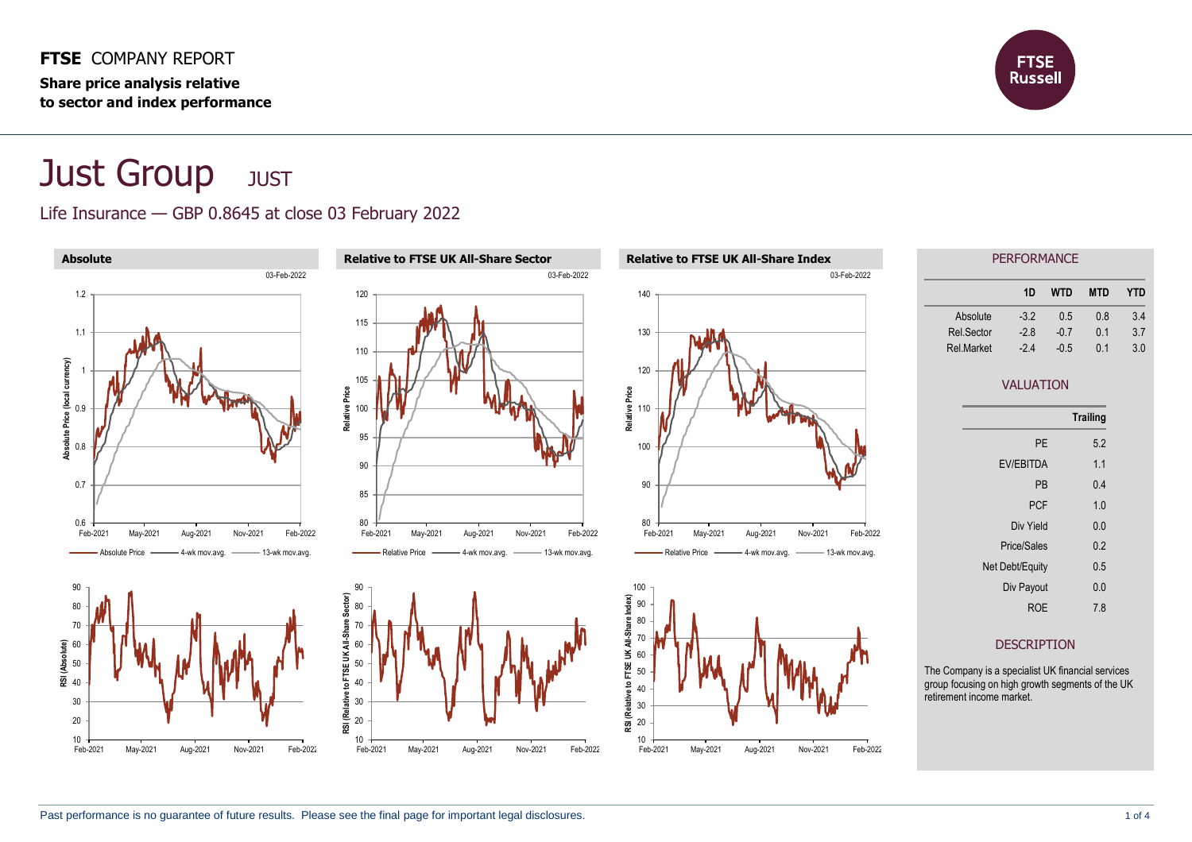**FTSE** COMPANY REPORT

**Share price analysis relative to sector and index performance**

# Just Group JUST

## Life Insurance — GBP 0.8645 at close 03 February 2022

### Absolute

03-Feb-2022

Absolute Price — 4-wk mov.avg. — 13-wk mov.avg.

### Relative to FTSE UK All-Share Sector

03-Feb-2022

Relative Price — 4-wk mov.avg. — 13-wk mov.avg.

### Relative to FTSE UK All-Share Index

03-Feb-2022

Relative Price — 4-wk mov.avg. — 13-wk mov.avg.

## PERFORMANCE

| | 1D | WTD | MTD | YTD |
|---|---|---|---|---|
| Absolute | -3.2 | 0.5 | 0.8 | 3.4 |
| Rel.Sector | -2.8 | -0.7 | 0.1 | 3.7 |
| Rel.Market | -2.4 | -0.5 | 0.1 | 3.0 |

## VALUATION

| | Trailing |
|---|---|
| PE | 5.2 |
| EV/EBITDA | 1.1 |
| PB | 0.4 |
| PCF | 1.0 |
| Div Yield | 0.0 |
| Price/Sales | 0.2 |
| Net Debt/Equity | 0.5 |
| Div Payout | 0.0 |
| ROE | 7.8 |

## DESCRIPTION

The Company is a specialist UK financial services group focusing on high growth segments of the UK retirement income market.

Past performance is no guarantee of future results. Please see the final page for important legal disclosures.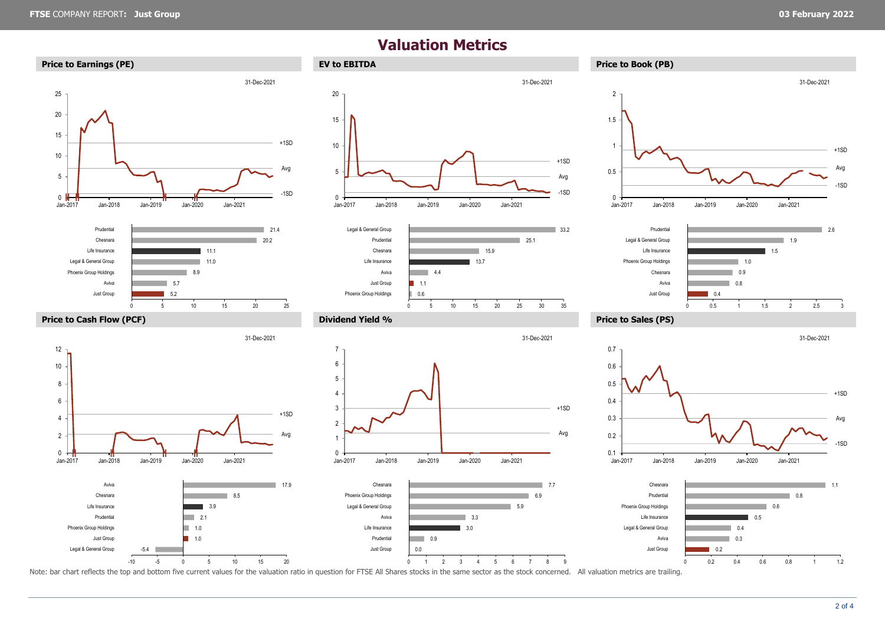# Valuation Metrics

## Price to Earnings (PE)

31-Dec-2021

| Company | PE |
|---|---|
| Prudential | 21.4 |
| Chesnara | 20.2 |
| Life Insurance | 11.1 |
| Legal & General Group | 11.0 |
| Phoenix Group Holdings | 8.9 |
| Aviva | 5.7 |
| Just Group | 5.2 |

## EV to EBITDA

31-Dec-2021

| Company | EV to EBITDA |
|---|---|
| Legal & General Group | 33.2 |
| Prudential | 25.1 |
| Chesnara | 15.9 |
| Life Insurance | 13.7 |
| Aviva | 4.4 |
| Just Group | 1.1 |
| Phoenix Group Holdings | 0.6 |

## Price to Book (PB)

31-Dec-2021

| Company | PB |
|---|---|
| Prudential | 2.6 |
| Legal & General Group | 1.9 |
| Life Insurance | 1.5 |
| Phoenix Group Holdings | 1.0 |
| Chesnara | 0.9 |
| Aviva | 0.8 |
| Just Group | 0.4 |

## Price to Cash Flow (PCF)

31-Dec-2021

| Company | PCF |
|---|---|
| Aviva | 17.9 |
| Chesnara | 8.5 |
| Life Insurance | 3.9 |
| Prudential | 2.1 |
| Phoenix Group Holdings | 1.0 |
| Just Group | 1.0 |
| Legal & General Group | -5.4 |

## Dividend Yield %

31-Dec-2021

| Company | Dividend Yield % |
|---|---|
| Chesnara | 7.7 |
| Phoenix Group Holdings | 6.9 |
| Legal & General Group | 5.9 |
| Aviva | 3.3 |
| Life Insurance | 3.0 |
| Prudential | 0.9 |
| Just Group | 0.0 |

## Price to Sales (PS)

31-Dec-2021

| Company | PS |
|---|---|
| Chesnara | 1.1 |
| Prudential | 0.8 |
| Phoenix Group Holdings | 0.6 |
| Life Insurance | 0.5 |
| Legal & General Group | 0.4 |
| Aviva | 0.3 |
| Just Group | 0.2 |

Note: bar chart reflects the top and bottom five current values for the valuation ratio in question for FTSE All Shares stocks in the same sector as the stock concerned. All valuation metrics are trailing.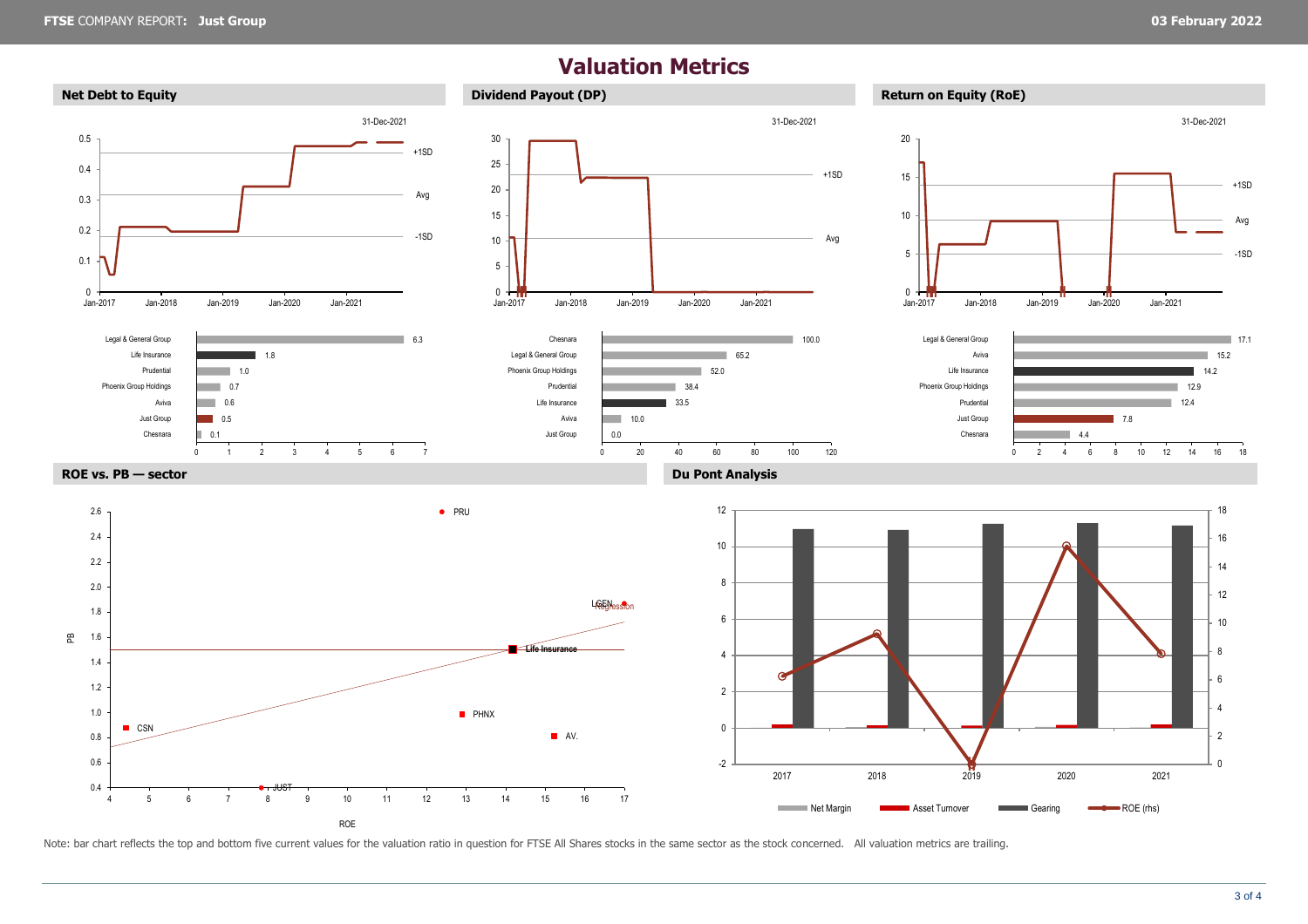# Valuation Metrics

## Net Debt to Equity

31-Dec-2021

| Company | Value |
| --- | --- |
| Legal & General Group | 6.3 |
| Life Insurance | 1.8 |
| Prudential | 1.0 |
| Phoenix Group Holdings | 0.7 |
| Aviva | 0.6 |
| Just Group | 0.5 |
| Chesnara | 0.1 |

## Dividend Payout (DP)

31-Dec-2021

| Company | Value |
| --- | --- |
| Chesnara | 100.0 |
| Legal & General Group | 65.2 |
| Phoenix Group Holdings | 52.0 |
| Prudential | 38.4 |
| Life Insurance | 33.5 |
| Aviva | 10.0 |
| Just Group | 0.0 |

## Return on Equity (RoE)

31-Dec-2021

| Company | Value |
| --- | --- |
| Legal & General Group | 17.1 |
| Aviva | 15.2 |
| Life Insurance | 14.2 |
| Phoenix Group Holdings | 12.9 |
| Prudential | 12.4 |
| Just Group | 7.8 |
| Chesnara | 4.4 |

## ROE vs. PB — sector

## Du Pont Analysis

Note: bar chart reflects the top and bottom five current values for the valuation ratio in question for FTSE All Shares stocks in the same sector as the stock concerned. All valuation metrics are trailing.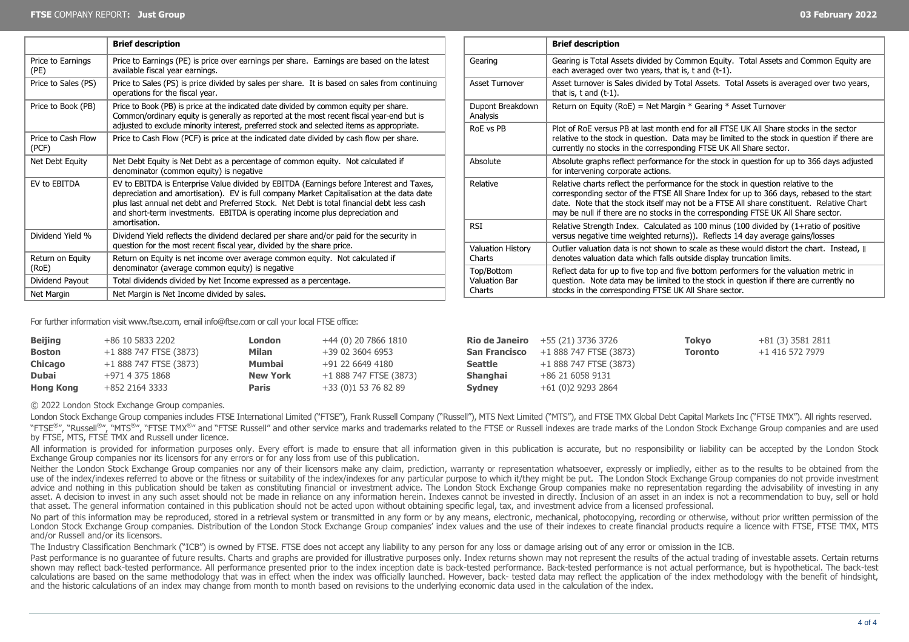| | Brief description |
|---|---|
| Price to Earnings (PE) | Price to Earnings (PE) is price over earnings per share. Earnings are based on the latest available fiscal year earnings. |
| Price to Sales (PS) | Price to Sales (PS) is price divided by sales per share. It is based on sales from continuing operations for the fiscal year. |
| Price to Book (PB) | Price to Book (PB) is price at the indicated date divided by common equity per share. Common/ordinary equity is generally as reported at the most recent fiscal year-end but is adjusted to exclude minority interest, preferred stock and selected items as appropriate. |
| Price to Cash Flow (PCF) | Price to Cash Flow (PCF) is price at the indicated date divided by cash flow per share. |
| Net Debt Equity | Net Debt Equity is Net Debt as a percentage of common equity. Not calculated if denominator (common equity) is negative |
| EV to EBITDA | EV to EBITDA is Enterprise Value divided by EBITDA (Earnings before Interest and Taxes, depreciation and amortisation). EV is full company Market Capitalisation at the data date plus last annual net debt and Preferred Stock. Net Debt is total financial debt less cash and short-term investments. EBITDA is operating income plus depreciation and amortisation. |
| Dividend Yield % | Dividend Yield reflects the dividend declared per share and/or paid for the security in question for the most recent fiscal year, divided by the share price. |
| Return on Equity (RoE) | Return on Equity is net income over average common equity. Not calculated if denominator (average common equity) is negative |
| Dividend Payout | Total dividends divided by Net Income expressed as a percentage. |
| Net Margin | Net Margin is Net Income divided by sales. |

| | Brief description |
|---|---|
| Gearing | Gearing is Total Assets divided by Common Equity. Total Assets and Common Equity are each averaged over two years, that is, t and (t-1). |
| Asset Turnover | Asset turnover is Sales divided by Total Assets. Total Assets is averaged over two years, that is, t and (t-1). |
| Dupont Breakdown Analysis | Return on Equity (RoE) = Net Margin * Gearing * Asset Turnover |
| RoE vs PB | Plot of RoE versus PB at last month end for all FTSE UK All Share stocks in the sector relative to the stock in question. Data may be limited to the stock in question if there are currently no stocks in the corresponding FTSE UK All Share sector. |
| Absolute | Absolute graphs reflect performance for the stock in question for up to 366 days adjusted for intervening corporate actions. |
| Relative | Relative charts reflect the performance for the stock in question relative to the corresponding sector of the FTSE All Share Index for up to 366 days, rebased to the start date. Note that the stock itself may not be a FTSE All share constituent. Relative Chart may be null if there are no stocks in the corresponding FTSE UK All Share sector. |
| RSI | Relative Strength Index. Calculated as 100 minus (100 divided by (1+ratio of positive versus negative time weighted returns)). Reflects 14 day average gains/losses |
| Valuation History Charts | Outlier valuation data is not shown to scale as these would distort the chart. Instead, ‖ denotes valuation data which falls outside display truncation limits. |
| Top/Bottom Valuation Bar Charts | Reflect data for up to five top and five bottom performers for the valuation metric in question. Note data may be limited to the stock in question if there are currently no stocks in the corresponding FTSE UK All Share sector. |

For further information visit www.ftse.com, email info@ftse.com or call your local FTSE office:

| | | | | | | | |
|---|---|---|---|---|---|---|---|
| **Beijing** | +86 10 5833 2202 | **London** | +44 (0) 20 7866 1810 | **Rio de Janeiro** | +55 (21) 3736 3726 | **Tokyo** | +81 (3) 3581 2811 |
| **Boston** | +1 888 747 FTSE (3873) | **Milan** | +39 02 3604 6953 | **San Francisco** | +1 888 747 FTSE (3873) | **Toronto** | +1 416 572 7979 |
| **Chicago** | +1 888 747 FTSE (3873) | **Mumbai** | +91 22 6649 4180 | **Seattle** | +1 888 747 FTSE (3873) | | |
| **Dubai** | +971 4 375 1868 | **New York** | +1 888 747 FTSE (3873) | **Shanghai** | +86 21 6058 9131 | | |
| **Hong Kong** | +852 2164 3333 | **Paris** | +33 (0)1 53 76 82 89 | **Sydney** | +61 (0)2 9293 2864 | | |

© 2022 London Stock Exchange Group companies.

London Stock Exchange Group companies includes FTSE International Limited ("FTSE"), Frank Russell Company ("Russell"), MTS Next Limited ("MTS"), and FTSE TMX Global Debt Capital Markets Inc ("FTSE TMX"). All rights reserved. "FTSE®", "Russell®", "MTS®", "FTSE TMX®" and "FTSE Russell" and other service marks and trademarks related to the FTSE or Russell indexes are trade marks of the London Stock Exchange Group companies and are used by FTSE, MTS, FTSE TMX and Russell under licence.

All information is provided for information purposes only. Every effort is made to ensure that all information given in this publication is accurate, but no responsibility or liability can be accepted by the London Stock Exchange Group companies nor its licensors for any errors or for any loss from use of this publication.

Neither the London Stock Exchange Group companies nor any of their licensors make any claim, prediction, warranty or representation whatsoever, expressly or impliedly, either as to the results to be obtained from the use of the index/indexes referred to above or the fitness or suitability of the index/indexes for any particular purpose to which it/they might be put. The London Stock Exchange Group companies do not provide investment advice and nothing in this publication should be taken as constituting financial or investment advice. The London Stock Exchange Group companies make no representation regarding the advisability of investing in any asset. A decision to invest in any such asset should not be made in reliance on any information herein. Indexes cannot be invested in directly. Inclusion of an asset in an index is not a recommendation to buy, sell or hold that asset. The general information contained in this publication should not be acted upon without obtaining specific legal, tax, and investment advice from a licensed professional.

No part of this information may be reproduced, stored in a retrieval system or transmitted in any form or by any means, electronic, mechanical, photocopying, recording or otherwise, without prior written permission of the London Stock Exchange Group companies. Distribution of the London Stock Exchange Group companies' index values and the use of their indexes to create financial products require a licence with FTSE, FTSE TMX, MTS and/or Russell and/or its licensors.

The Industry Classification Benchmark ("ICB") is owned by FTSE. FTSE does not accept any liability to any person for any loss or damage arising out of any error or omission in the ICB.

Past performance is no guarantee of future results. Charts and graphs are provided for illustrative purposes only. Index returns shown may not represent the results of the actual trading of investable assets. Certain returns shown may reflect back-tested performance. All performance presented prior to the index inception date is back-tested performance. Back-tested performance is not actual performance, but is hypothetical. The back-test calculations are based on the same methodology that was in effect when the index was officially launched. However, back- tested data may reflect the application of the index methodology with the benefit of hindsight, and the historic calculations of an index may change from month to month based on revisions to the underlying economic data used in the calculation of the index.